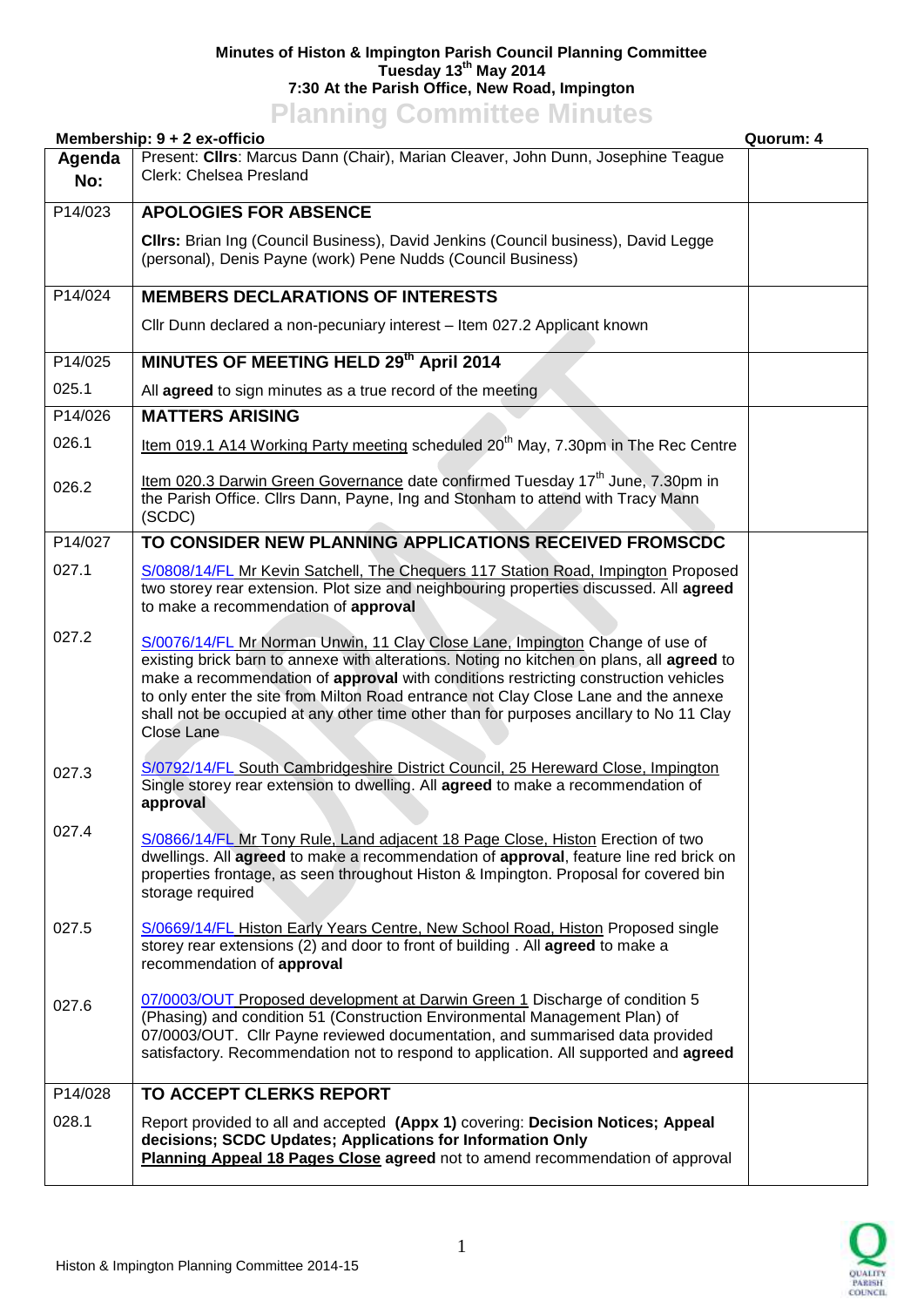**Minutes of Histon & Impington Parish Council Planning Committee**
**Tuesday 13th May 2014**
**7:30 At the Parish Office, New Road, Impington**

# Planning Committee Minutes

**Membership: 9 + 2 ex-officio** **Quorum: 4**

| Agenda No: | Present: **Cllrs**: Marcus Dann (Chair), Marian Cleaver, John Dunn, Josephine Teague<br>Clerk: Chelsea Presland | |
|---|---|---|
| P14/023 | **APOLOGIES FOR ABSENCE** | |
| | **Cllrs:** Brian Ing (Council Business), David Jenkins (Council business), David Legge (personal), Denis Payne (work) Pene Nudds (Council Business) | |
| P14/024 | **MEMBERS DECLARATIONS OF INTERESTS** | |
| | Cllr Dunn declared a non-pecuniary interest – Item 027.2 Applicant known | |
| P14/025 | **MINUTES OF MEETING HELD 29th April 2014** | |
| 025.1 | All **agreed** to sign minutes as a true record of the meeting | |
| P14/026 | **MATTERS ARISING** | |
| 026.1 | Item 019.1 A14 Working Party meeting scheduled 20th May, 7.30pm in The Rec Centre | |
| 026.2 | Item 020.3 Darwin Green Governance date confirmed Tuesday 17th June, 7.30pm in the Parish Office. Cllrs Dann, Payne, Ing and Stonham to attend with Tracy Mann (SCDC) | |
| P14/027 | **TO CONSIDER NEW PLANNING APPLICATIONS RECEIVED FROMSCDC** | |
| 027.1 | S/0808/14/FL Mr Kevin Satchell, The Chequers 117 Station Road, Impington Proposed two storey rear extension. Plot size and neighbouring properties discussed. All **agreed** to make a recommendation of **approval** | |
| 027.2 | S/0076/14/FL Mr Norman Unwin, 11 Clay Close Lane, Impington Change of use of existing brick barn to annexe with alterations. Noting no kitchen on plans, all **agreed** to make a recommendation of **approval** with conditions restricting construction vehicles to only enter the site from Milton Road entrance not Clay Close Lane and the annexe shall not be occupied at any other time other than for purposes ancillary to No 11 Clay Close Lane | |
| 027.3 | S/0792/14/FL South Cambridgeshire District Council, 25 Hereward Close, Impington Single storey rear extension to dwelling. All **agreed** to make a recommendation of **approval** | |
| 027.4 | S/0866/14/FL Mr Tony Rule, Land adjacent 18 Page Close, Histon Erection of two dwellings. All **agreed** to make a recommendation of **approval**, feature line red brick on properties frontage, as seen throughout Histon & Impington. Proposal for covered bin storage required | |
| 027.5 | S/0669/14/FL Histon Early Years Centre, New School Road, Histon Proposed single storey rear extensions (2) and door to front of building . All **agreed** to make a recommendation of **approval** | |
| 027.6 | 07/0003/OUT Proposed development at Darwin Green 1 Discharge of condition 5 (Phasing) and condition 51 (Construction Environmental Management Plan) of 07/0003/OUT. Cllr Payne reviewed documentation, and summarised data provided satisfactory. Recommendation not to respond to application. All supported and **agreed** | |
| P14/028 | **TO ACCEPT CLERKS REPORT** | |
| 028.1 | Report provided to all and accepted **(Appx 1)** covering: **Decision Notices; Appeal decisions; SCDC Updates; Applications for Information Only**<br>**Planning Appeal 18 Pages Close agreed** not to amend recommendation of approval | |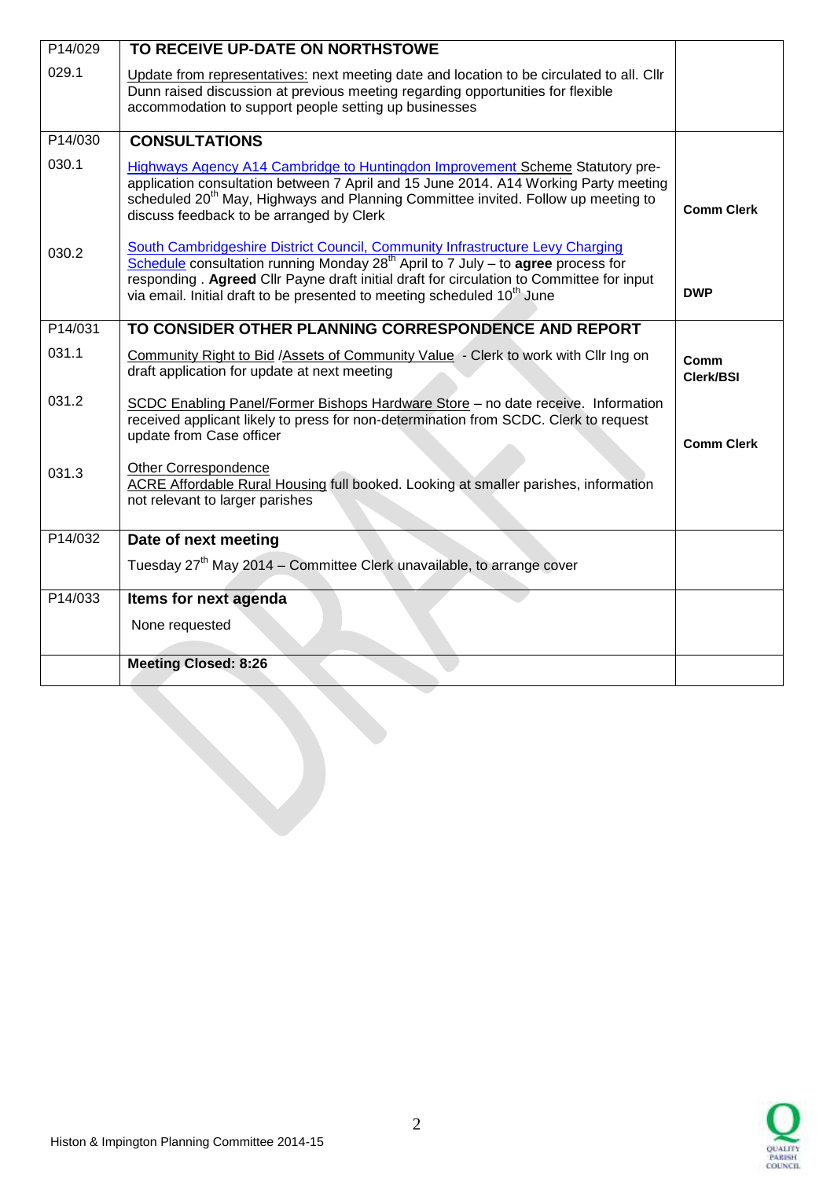| | | |
|---|---|---|
| P14/029 | **TO RECEIVE UP-DATE ON NORTHSTOWE** | |
| 029.1 | Update from representatives: next meeting date and location to be circulated to all. Cllr Dunn raised discussion at previous meeting regarding opportunities for flexible accommodation to support people setting up businesses | |
| P14/030 | **CONSULTATIONS** | |
| 030.1 | Highways Agency A14 Cambridge to Huntingdon Improvement Scheme Statutory pre-application consultation between 7 April and 15 June 2014. A14 Working Party meeting scheduled 20th May, Highways and Planning Committee invited. Follow up meeting to discuss feedback to be arranged by Clerk | **Comm Clerk** |
| 030.2 | South Cambridgeshire District Council, Community Infrastructure Levy Charging Schedule consultation running Monday 28th April to 7 July – to **agree** process for responding . **Agreed** Cllr Payne draft initial draft for circulation to Committee for input via email. Initial draft to be presented to meeting scheduled 10th June | **DWP** |
| P14/031 | **TO CONSIDER OTHER PLANNING CORRESPONDENCE AND REPORT** | |
| 031.1 | Community Right to Bid /Assets of Community Value - Clerk to work with Cllr Ing on draft application for update at next meeting | **Comm Clerk/BSI** |
| 031.2 | SCDC Enabling Panel/Former Bishops Hardware Store – no date receive. Information received applicant likely to press for non-determination from SCDC. Clerk to request update from Case officer | **Comm Clerk** |
| 031.3 | Other Correspondence<br>ACRE Affordable Rural Housing full booked. Looking at smaller parishes, information not relevant to larger parishes | |
| P14/032 | **Date of next meeting**<br>Tuesday 27th May 2014 – Committee Clerk unavailable, to arrange cover | |
| P14/033 | **Items for next agenda**<br>None requested | |
| | **Meeting Closed: 8:26** | |

DRAFT

Histon & Impington Planning Committee 2014-15